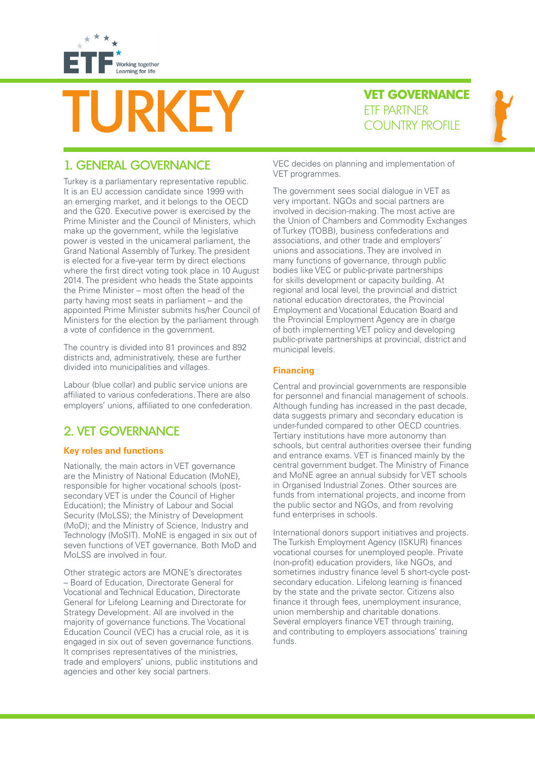ETF Working together Learning for life

# TURKEY

**VET GOVERNANCE**
ETF PARTNER COUNTRY PROFILE

## 1. GENERAL GOVERNANCE

Turkey is a parliamentary representative republic. It is an EU accession candidate since 1999 with an emerging market, and it belongs to the OECD and the G20. Executive power is exercised by the Prime Minister and the Council of Ministers, which make up the government, while the legislative power is vested in the unicameral parliament, the Grand National Assembly of Turkey. The president is elected for a five-year term by direct elections where the first direct voting took place in 10 August 2014. The president who heads the State appoints the Prime Minister – most often the head of the party having most seats in parliament – and the appointed Prime Minister submits his/her Council of Ministers for the election by the parliament through a vote of confidence in the government.

The country is divided into 81 provinces and 892 districts and, administratively, these are further divided into municipalities and villages.

Labour (blue collar) and public service unions are affiliated to various confederations. There are also employers' unions, affiliated to one confederation.

## 2. VET GOVERNANCE

### Key roles and functions

Nationally, the main actors in VET governance are the Ministry of National Education (MoNE), responsible for higher vocational schools (post-secondary VET is under the Council of Higher Education); the Ministry of Labour and Social Security (MoLSS); the Ministry of Development (MoD); and the Ministry of Science, Industry and Technology (MoSIT). MoNE is engaged in six out of seven functions of VET governance. Both MoD and MoLSS are involved in four.

Other strategic actors are MONE's directorates – Board of Education, Directorate General for Vocational and Technical Education, Directorate General for Lifelong Learning and Directorate for Strategy Development. All are involved in the majority of governance functions. The Vocational Education Council (VEC) has a crucial role, as it is engaged in six out of seven governance functions. It comprises representatives of the ministries, trade and employers' unions, public institutions and agencies and other key social partners. VEC decides on planning and implementation of VET programmes.

The government sees social dialogue in VET as very important. NGOs and social partners are involved in decision-making. The most active are the Union of Chambers and Commodity Exchanges of Turkey (TOBB), business confederations and associations, and other trade and employers' unions and associations. They are involved in many functions of governance, through public bodies like VEC or public-private partnerships for skills development or capacity building. At regional and local level, the provincial and district national education directorates, the Provincial Employment and Vocational Education Board and the Provincial Employment Agency are in charge of both implementing VET policy and developing public-private partnerships at provincial, district and municipal levels.

### Financing

Central and provincial governments are responsible for personnel and financial management of schools. Although funding has increased in the past decade, data suggests primary and secondary education is under-funded compared to other OECD countries. Tertiary institutions have more autonomy than schools, but central authorities oversee their funding and entrance exams. VET is financed mainly by the central government budget. The Ministry of Finance and MoNE agree an annual subsidy for VET schools in Organised Industrial Zones. Other sources are funds from international projects, and income from the public sector and NGOs, and from revolving fund enterprises in schools.

International donors support initiatives and projects. The Turkish Employment Agency (ISKUR) finances vocational courses for unemployed people. Private (non-profit) education providers, like NGOs, and sometimes industry finance level 5 short-cycle post-secondary education. Lifelong learning is financed by the state and the private sector. Citizens also finance it through fees, unemployment insurance, union membership and charitable donations. Several employers finance VET through training, and contributing to employers associations' training funds.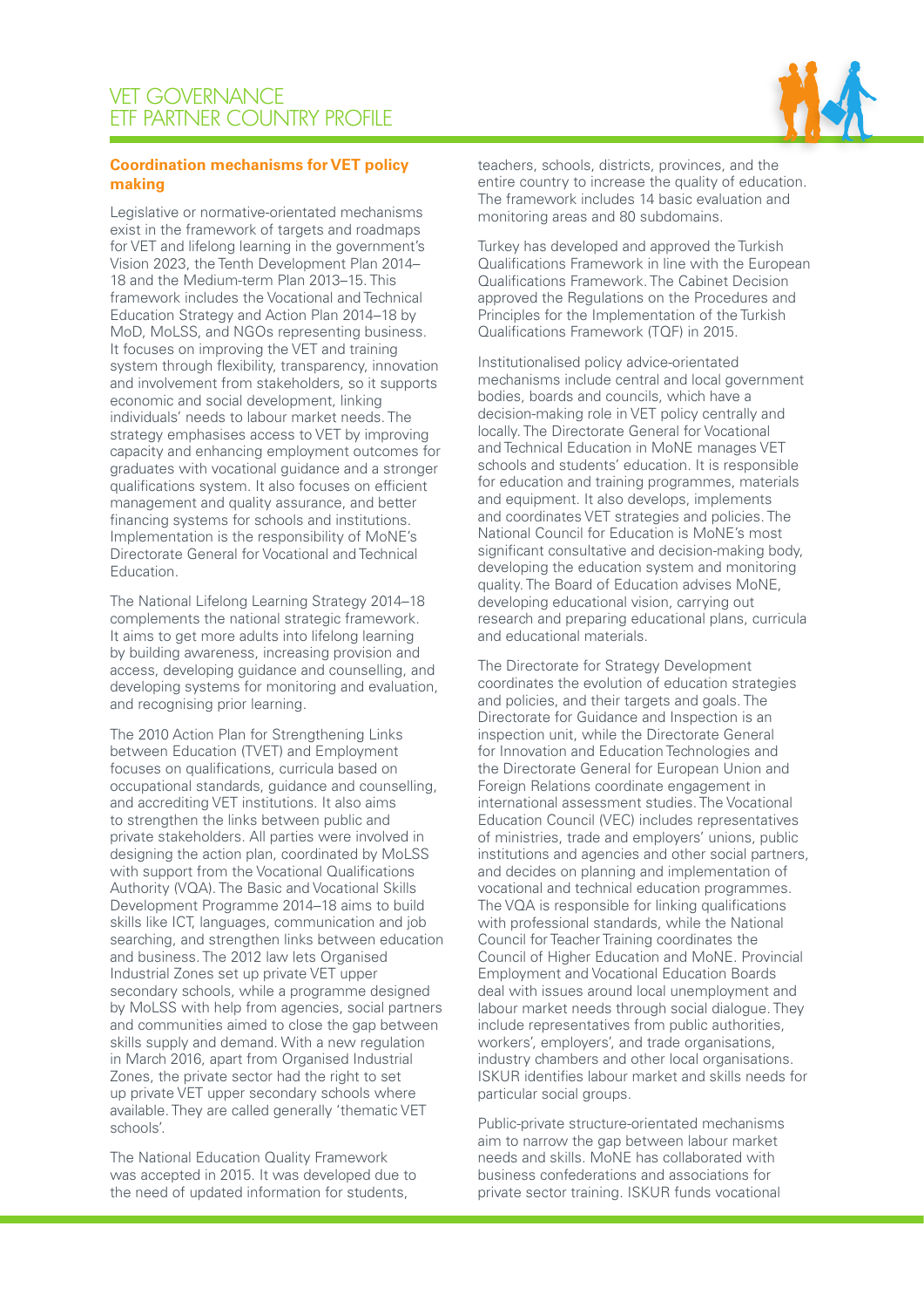## Coordination mechanisms for VET policy making

Legislative or normative-orientated mechanisms exist in the framework of targets and roadmaps for VET and lifelong learning in the government's Vision 2023, the Tenth Development Plan 2014–18 and the Medium-term Plan 2013–15. This framework includes the Vocational and Technical Education Strategy and Action Plan 2014–18 by MoD, MoLSS, and NGOs representing business. It focuses on improving the VET and training system through flexibility, transparency, innovation and involvement from stakeholders, so it supports economic and social development, linking individuals' needs to labour market needs. The strategy emphasises access to VET by improving capacity and enhancing employment outcomes for graduates with vocational guidance and a stronger qualifications system. It also focuses on efficient management and quality assurance, and better financing systems for schools and institutions. Implementation is the responsibility of MoNE's Directorate General for Vocational and Technical Education.

The National Lifelong Learning Strategy 2014–18 complements the national strategic framework. It aims to get more adults into lifelong learning by building awareness, increasing provision and access, developing guidance and counselling, and developing systems for monitoring and evaluation, and recognising prior learning.

The 2010 Action Plan for Strengthening Links between Education (TVET) and Employment focuses on qualifications, curricula based on occupational standards, guidance and counselling, and accrediting VET institutions. It also aims to strengthen the links between public and private stakeholders. All parties were involved in designing the action plan, coordinated by MoLSS with support from the Vocational Qualifications Authority (VQA). The Basic and Vocational Skills Development Programme 2014–18 aims to build skills like ICT, languages, communication and job searching, and strengthen links between education and business. The 2012 law lets Organised Industrial Zones set up private VET upper secondary schools, while a programme designed by MoLSS with help from agencies, social partners and communities aimed to close the gap between skills supply and demand. With a new regulation in March 2016, apart from Organised Industrial Zones, the private sector had the right to set up private VET upper secondary schools where available. They are called generally 'thematic VET schools'.

The National Education Quality Framework was accepted in 2015. It was developed due to the need of updated information for students, teachers, schools, districts, provinces, and the entire country to increase the quality of education. The framework includes 14 basic evaluation and monitoring areas and 80 subdomains.

Turkey has developed and approved the Turkish Qualifications Framework in line with the European Qualifications Framework. The Cabinet Decision approved the Regulations on the Procedures and Principles for the Implementation of the Turkish Qualifications Framework (TQF) in 2015.

Institutionalised policy advice-orientated mechanisms include central and local government bodies, boards and councils, which have a decision-making role in VET policy centrally and locally. The Directorate General for Vocational and Technical Education in MoNE manages VET schools and students' education. It is responsible for education and training programmes, materials and equipment. It also develops, implements and coordinates VET strategies and policies. The National Council for Education is MoNE's most significant consultative and decision-making body, developing the education system and monitoring quality. The Board of Education advises MoNE, developing educational vision, carrying out research and preparing educational plans, curricula and educational materials.

The Directorate for Strategy Development coordinates the evolution of education strategies and policies, and their targets and goals. The Directorate for Guidance and Inspection is an inspection unit, while the Directorate General for Innovation and Education Technologies and the Directorate General for European Union and Foreign Relations coordinate engagement in international assessment studies. The Vocational Education Council (VEC) includes representatives of ministries, trade and employers' unions, public institutions and agencies and other social partners, and decides on planning and implementation of vocational and technical education programmes. The VQA is responsible for linking qualifications with professional standards, while the National Council for Teacher Training coordinates the Council of Higher Education and MoNE. Provincial Employment and Vocational Education Boards deal with issues around local unemployment and labour market needs through social dialogue. They include representatives from public authorities, workers', employers', and trade organisations, industry chambers and other local organisations. ISKUR identifies labour market and skills needs for particular social groups.

Public-private structure-orientated mechanisms aim to narrow the gap between labour market needs and skills. MoNE has collaborated with business confederations and associations for private sector training. ISKUR funds vocational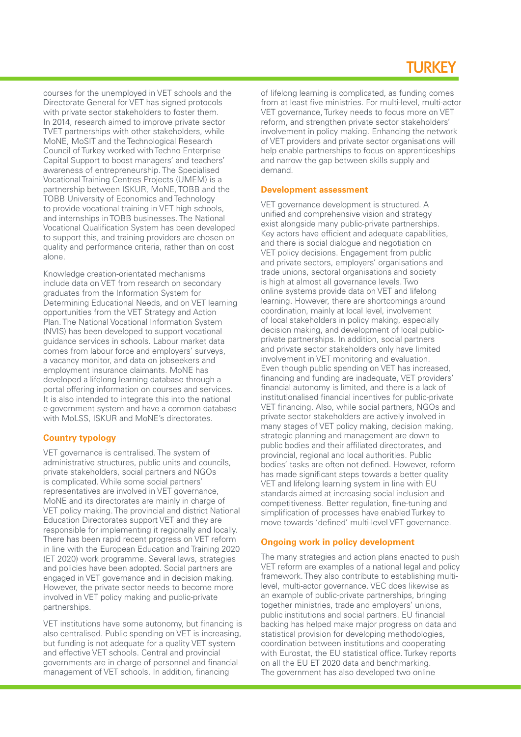courses for the unemployed in VET schools and the Directorate General for VET has signed protocols with private sector stakeholders to foster them. In 2014, research aimed to improve private sector TVET partnerships with other stakeholders, while MoNE, MoSIT and the Technological Research Council of Turkey worked with Techno Enterprise Capital Support to boost managers' and teachers' awareness of entrepreneurship. The Specialised Vocational Training Centres Projects (UMEM) is a partnership between ISKUR, MoNE, TOBB and the TOBB University of Economics and Technology to provide vocational training in VET high schools, and internships in TOBB businesses. The National Vocational Qualification System has been developed to support this, and training providers are chosen on quality and performance criteria, rather than on cost alone.

Knowledge creation-orientated mechanisms include data on VET from research on secondary graduates from the Information System for Determining Educational Needs, and on VET learning opportunities from the VET Strategy and Action Plan. The National Vocational Information System (NVIS) has been developed to support vocational guidance services in schools. Labour market data comes from labour force and employers' surveys, a vacancy monitor, and data on jobseekers and employment insurance claimants. MoNE has developed a lifelong learning database through a portal offering information on courses and services. It is also intended to integrate this into the national e-government system and have a common database with MoLSS, ISKUR and MoNE's directorates.

### Country typology

VET governance is centralised. The system of administrative structures, public units and councils, private stakeholders, social partners and NGOs is complicated. While some social partners' representatives are involved in VET governance, MoNE and its directorates are mainly in charge of VET policy making. The provincial and district National Education Directorates support VET and they are responsible for implementing it regionally and locally. There has been rapid recent progress on VET reform in line with the European Education and Training 2020 (ET 2020) work programme. Several laws, strategies and policies have been adopted. Social partners are engaged in VET governance and in decision making. However, the private sector needs to become more involved in VET policy making and public-private partnerships.

VET institutions have some autonomy, but financing is also centralised. Public spending on VET is increasing, but funding is not adequate for a quality VET system and effective VET schools. Central and provincial governments are in charge of personnel and financial management of VET schools. In addition, financing of lifelong learning is complicated, as funding comes from at least five ministries. For multi-level, multi-actor VET governance, Turkey needs to focus more on VET reform, and strengthen private sector stakeholders' involvement in policy making. Enhancing the network of VET providers and private sector organisations will help enable partnerships to focus on apprenticeships and narrow the gap between skills supply and demand.

### Development assessment

VET governance development is structured. A unified and comprehensive vision and strategy exist alongside many public-private partnerships. Key actors have efficient and adequate capabilities, and there is social dialogue and negotiation on VET policy decisions. Engagement from public and private sectors, employers' organisations and trade unions, sectoral organisations and society is high at almost all governance levels. Two online systems provide data on VET and lifelong learning. However, there are shortcomings around coordination, mainly at local level, involvement of local stakeholders in policy making, especially decision making, and development of local public-private partnerships. In addition, social partners and private sector stakeholders only have limited involvement in VET monitoring and evaluation. Even though public spending on VET has increased, financing and funding are inadequate, VET providers' financial autonomy is limited, and there is a lack of institutionalised financial incentives for public-private VET financing. Also, while social partners, NGOs and private sector stakeholders are actively involved in many stages of VET policy making, decision making, strategic planning and management are down to public bodies and their affiliated directorates, and provincial, regional and local authorities. Public bodies' tasks are often not defined. However, reform has made significant steps towards a better quality VET and lifelong learning system in line with EU standards aimed at increasing social inclusion and competitiveness. Better regulation, fine-tuning and simplification of processes have enabled Turkey to move towards 'defined' multi-level VET governance.

### Ongoing work in policy development

The many strategies and action plans enacted to push VET reform are examples of a national legal and policy framework. They also contribute to establishing multi-level, multi-actor governance. VEC does likewise as an example of public-private partnerships, bringing together ministries, trade and employers' unions, public institutions and social partners. EU financial backing has helped make major progress on data and statistical provision for developing methodologies, coordination between institutions and cooperating with Eurostat, the EU statistical office. Turkey reports on all the EU ET 2020 data and benchmarking. The government has also developed two online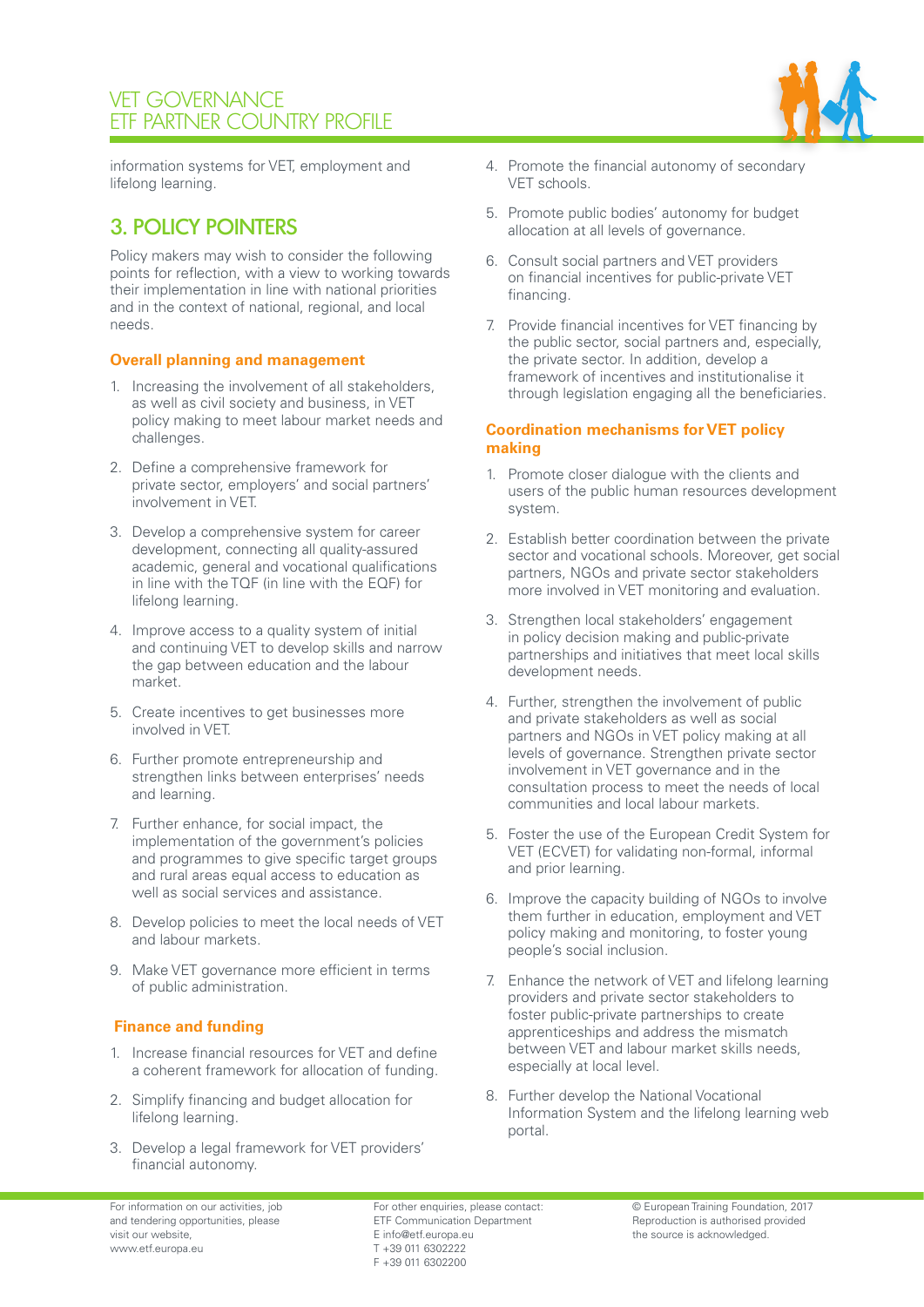information systems for VET, employment and lifelong learning.

## 3. POLICY POINTERS

Policy makers may wish to consider the following points for reflection, with a view to working towards their implementation in line with national priorities and in the context of national, regional, and local needs.

### Overall planning and management

1. Increasing the involvement of all stakeholders, as well as civil society and business, in VET policy making to meet labour market needs and challenges.
2. Define a comprehensive framework for private sector, employers' and social partners' involvement in VET.
3. Develop a comprehensive system for career development, connecting all quality-assured academic, general and vocational qualifications in line with the TQF (in line with the EQF) for lifelong learning.
4. Improve access to a quality system of initial and continuing VET to develop skills and narrow the gap between education and the labour market.
5. Create incentives to get businesses more involved in VET.
6. Further promote entrepreneurship and strengthen links between enterprises' needs and learning.
7. Further enhance, for social impact, the implementation of the government's policies and programmes to give specific target groups and rural areas equal access to education as well as social services and assistance.
8. Develop policies to meet the local needs of VET and labour markets.
9. Make VET governance more efficient in terms of public administration.

### Finance and funding

1. Increase financial resources for VET and define a coherent framework for allocation of funding.
2. Simplify financing and budget allocation for lifelong learning.
3. Develop a legal framework for VET providers' financial autonomy.
4. Promote the financial autonomy of secondary VET schools.
5. Promote public bodies' autonomy for budget allocation at all levels of governance.
6. Consult social partners and VET providers on financial incentives for public-private VET financing.
7. Provide financial incentives for VET financing by the public sector, social partners and, especially, the private sector. In addition, develop a framework of incentives and institutionalise it through legislation engaging all the beneficiaries.

### Coordination mechanisms for VET policy making

1. Promote closer dialogue with the clients and users of the public human resources development system.
2. Establish better coordination between the private sector and vocational schools. Moreover, get social partners, NGOs and private sector stakeholders more involved in VET monitoring and evaluation.
3. Strengthen local stakeholders' engagement in policy decision making and public-private partnerships and initiatives that meet local skills development needs.
4. Further, strengthen the involvement of public and private stakeholders as well as social partners and NGOs in VET policy making at all levels of governance. Strengthen private sector involvement in VET governance and in the consultation process to meet the needs of local communities and local labour markets.
5. Foster the use of the European Credit System for VET (ECVET) for validating non-formal, informal and prior learning.
6. Improve the capacity building of NGOs to involve them further in education, employment and VET policy making and monitoring, to foster young people's social inclusion.
7. Enhance the network of VET and lifelong learning providers and private sector stakeholders to foster public-private partnerships to create apprenticeships and address the mismatch between VET and labour market skills needs, especially at local level.
8. Further develop the National Vocational Information System and the lifelong learning web portal.

For information on our activities, job and tendering opportunities, please visit our website, www.etf.europa.eu

For other enquiries, please contact:
ETF Communication Department
E info@etf.europa.eu
T +39 011 6302222
F +39 011 6302200

© European Training Foundation, 2017
Reproduction is authorised provided the source is acknowledged.